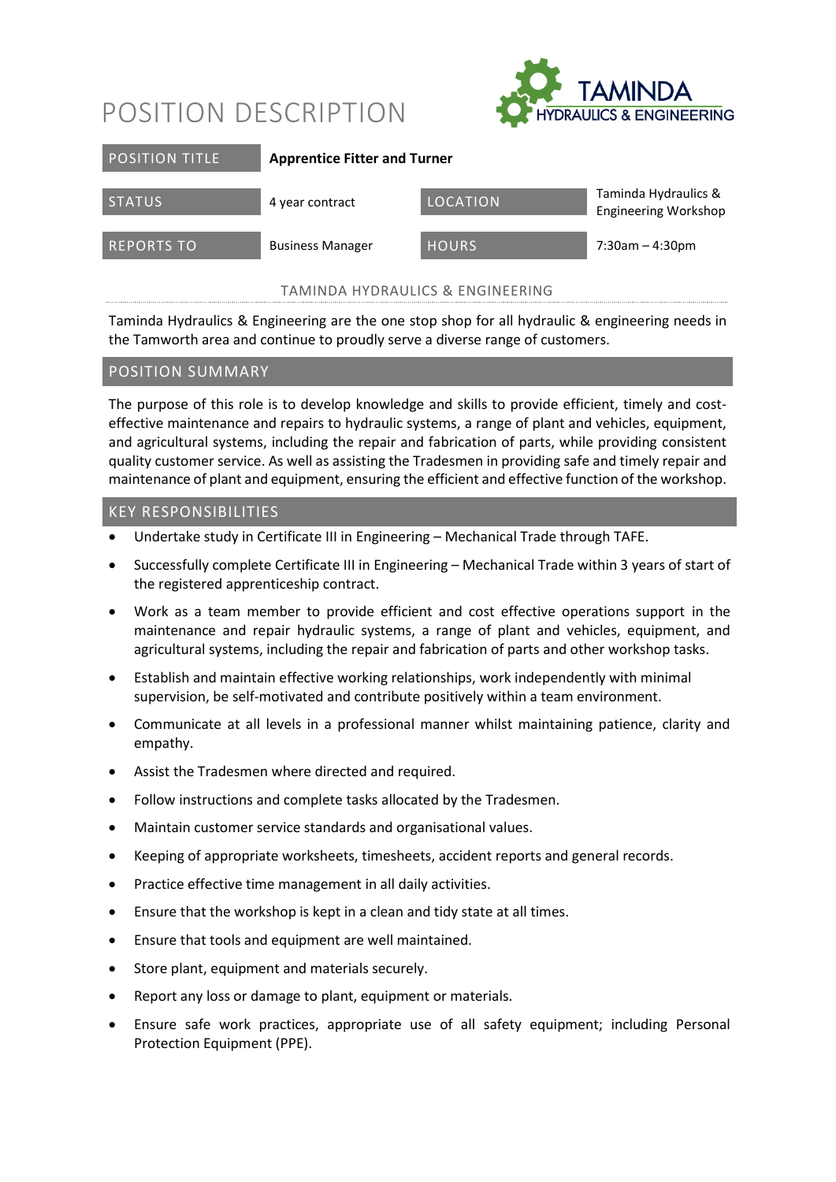# POSITION DESCRIPTION

| POSITION TITLE | **Apprentice Fitter and Turner** | | |
|---|---|---|---|
| STATUS | 4 year contract | LOCATION | Taminda Hydraulics & Engineering Workshop |
| REPORTS TO | Business Manager | HOURS | 7:30am – 4:30pm |

## TAMINDA HYDRAULICS & ENGINEERING

Taminda Hydraulics & Engineering are the one stop shop for all hydraulic & engineering needs in the Tamworth area and continue to proudly serve a diverse range of customers.

## POSITION SUMMARY

The purpose of this role is to develop knowledge and skills to provide efficient, timely and cost-effective maintenance and repairs to hydraulic systems, a range of plant and vehicles, equipment, and agricultural systems, including the repair and fabrication of parts, while providing consistent quality customer service. As well as assisting the Tradesmen in providing safe and timely repair and maintenance of plant and equipment, ensuring the efficient and effective function of the workshop.

## KEY RESPONSIBILITIES

- Undertake study in Certificate III in Engineering – Mechanical Trade through TAFE.
- Successfully complete Certificate III in Engineering – Mechanical Trade within 3 years of start of the registered apprenticeship contract.
- Work as a team member to provide efficient and cost effective operations support in the maintenance and repair hydraulic systems, a range of plant and vehicles, equipment, and agricultural systems, including the repair and fabrication of parts and other workshop tasks.
- Establish and maintain effective working relationships, work independently with minimal supervision, be self-motivated and contribute positively within a team environment.
- Communicate at all levels in a professional manner whilst maintaining patience, clarity and empathy.
- Assist the Tradesmen where directed and required.
- Follow instructions and complete tasks allocated by the Tradesmen.
- Maintain customer service standards and organisational values.
- Keeping of appropriate worksheets, timesheets, accident reports and general records.
- Practice effective time management in all daily activities.
- Ensure that the workshop is kept in a clean and tidy state at all times.
- Ensure that tools and equipment are well maintained.
- Store plant, equipment and materials securely.
- Report any loss or damage to plant, equipment or materials.
- Ensure safe work practices, appropriate use of all safety equipment; including Personal Protection Equipment (PPE).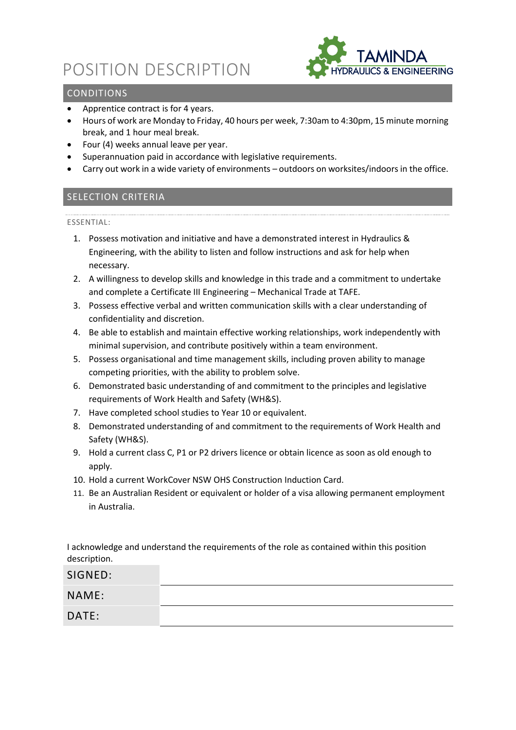# POSITION DESCRIPTION

TAMINDA HYDRAULICS & ENGINEERING

## CONDITIONS

- Apprentice contract is for 4 years.
- Hours of work are Monday to Friday, 40 hours per week, 7:30am to 4:30pm, 15 minute morning break, and 1 hour meal break.
- Four (4) weeks annual leave per year.
- Superannuation paid in accordance with legislative requirements.
- Carry out work in a wide variety of environments – outdoors on worksites/indoors in the office.

## SELECTION CRITERIA

### ESSENTIAL:

1. Possess motivation and initiative and have a demonstrated interest in Hydraulics & Engineering, with the ability to listen and follow instructions and ask for help when necessary.
2. A willingness to develop skills and knowledge in this trade and a commitment to undertake and complete a Certificate III Engineering – Mechanical Trade at TAFE.
3. Possess effective verbal and written communication skills with a clear understanding of confidentiality and discretion.
4. Be able to establish and maintain effective working relationships, work independently with minimal supervision, and contribute positively within a team environment.
5. Possess organisational and time management skills, including proven ability to manage competing priorities, with the ability to problem solve.
6. Demonstrated basic understanding of and commitment to the principles and legislative requirements of Work Health and Safety (WH&S).
7. Have completed school studies to Year 10 or equivalent.
8. Demonstrated understanding of and commitment to the requirements of Work Health and Safety (WH&S).
9. Hold a current class C, P1 or P2 drivers licence or obtain licence as soon as old enough to apply.
10. Hold a current WorkCover NSW OHS Construction Induction Card.
11. Be an Australian Resident or equivalent or holder of a visa allowing permanent employment in Australia.

I acknowledge and understand the requirements of the role as contained within this position description.

| | |
|---|---|
| SIGNED: | |
| NAME: | |
| DATE: | |